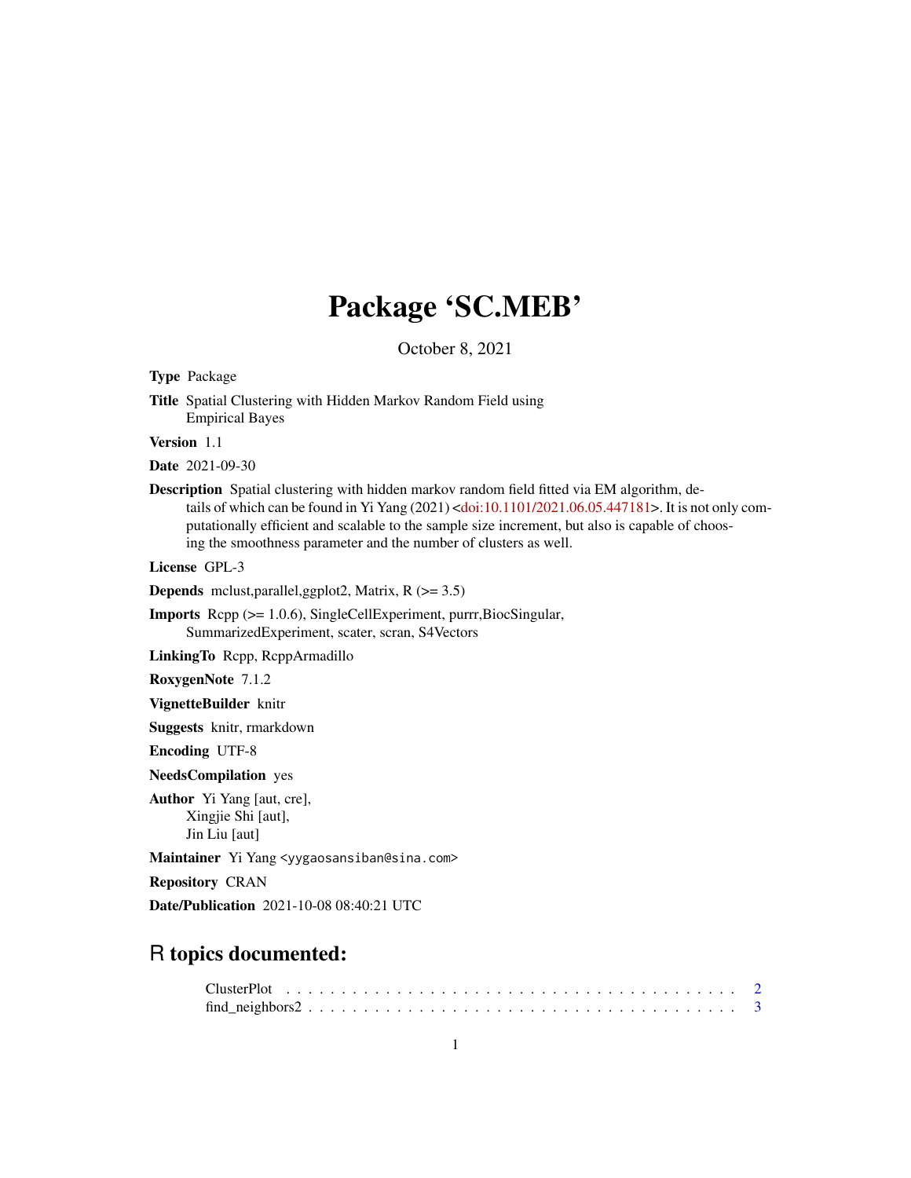# Package 'SC.MEB'

October 8, 2021

**Type** Package

**Title** Spatial Clustering with Hidden Markov Random Field using Empirical Bayes

**Version** 1.1

**Date** 2021-09-30

**Description** Spatial clustering with hidden markov random field fitted via EM algorithm, details of which can be found in Yi Yang (2021) <doi:10.1101/2021.06.05.447181>. It is not only computationally efficient and scalable to the sample size increment, but also is capable of choosing the smoothness parameter and the number of clusters as well.

**License** GPL-3

**Depends** mclust,parallel,ggplot2, Matrix, R (>= 3.5)

**Imports** Rcpp (>= 1.0.6), SingleCellExperiment, purrr,BiocSingular, SummarizedExperiment, scater, scran, S4Vectors

**LinkingTo** Rcpp, RcppArmadillo

**RoxygenNote** 7.1.2

**VignetteBuilder** knitr

**Suggests** knitr, rmarkdown

**Encoding** UTF-8

**NeedsCompilation** yes

**Author** Yi Yang [aut, cre], Xingjie Shi [aut], Jin Liu [aut]

**Maintainer** Yi Yang <yygaosansiban@sina.com>

**Repository** CRAN

**Date/Publication** 2021-10-08 08:40:21 UTC

## R topics documented:

ClusterPlot . . . . . . . . . . . . . . . . . . . . . . . . . . . . . . . . . . . . . . . . 2
find_neighbors2 . . . . . . . . . . . . . . . . . . . . . . . . . . . . . . . . . . . . . 3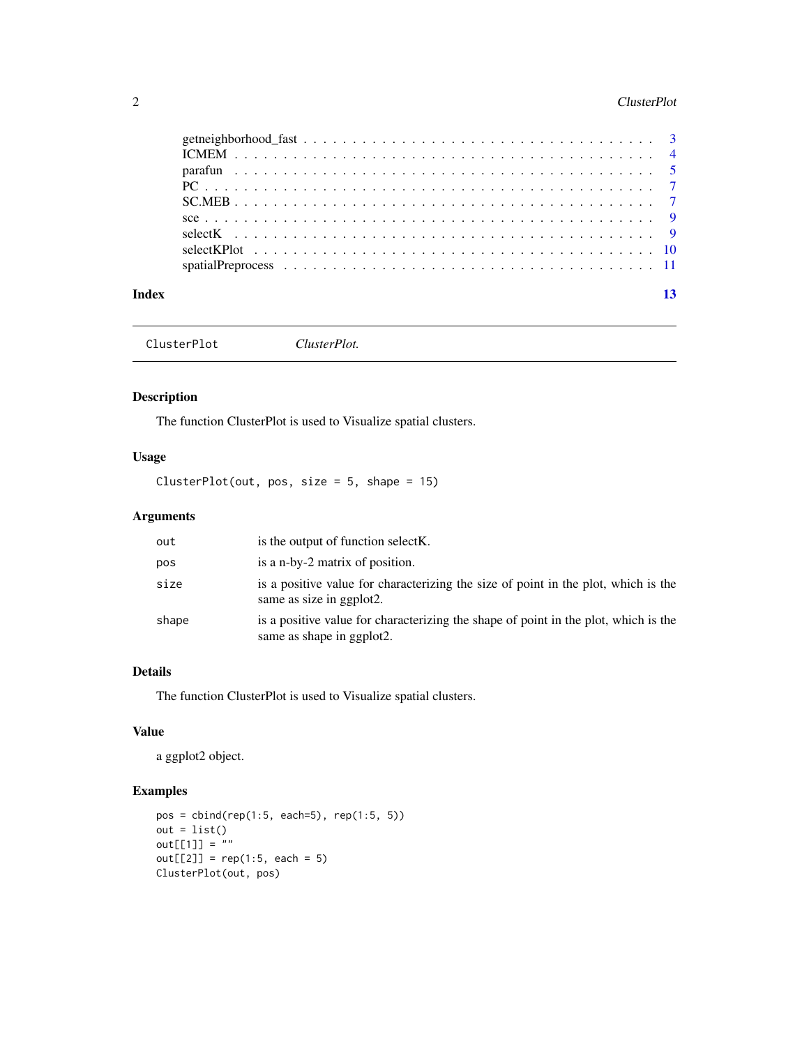| | |
|---|---|
| getneighborhood_fast | 3 |
| ICMEM | 4 |
| parafun | 5 |
| PC | 7 |
| SC.MEB | 7 |
| sce | 9 |
| selectK | 9 |
| selectKPlot | 10 |
| spatialPreprocess | 11 |

**Index** **13**

---

`ClusterPlot` *ClusterPlot.*

---

## Description

The function ClusterPlot is used to Visualize spatial clusters.

## Usage

```
ClusterPlot(out, pos, size = 5, shape = 15)
```

## Arguments

| | |
|---|---|
| `out` | is the output of function selectK. |
| `pos` | is a n-by-2 matrix of position. |
| `size` | is a positive value for characterizing the size of point in the plot, which is the same as size in ggplot2. |
| `shape` | is a positive value for characterizing the shape of point in the plot, which is the same as shape in ggplot2. |

## Details

The function ClusterPlot is used to Visualize spatial clusters.

## Value

a ggplot2 object.

## Examples

```
pos = cbind(rep(1:5, each=5), rep(1:5, 5))
out = list()
out[[1]] = ""
out[[2]] = rep(1:5, each = 5)
ClusterPlot(out, pos)
```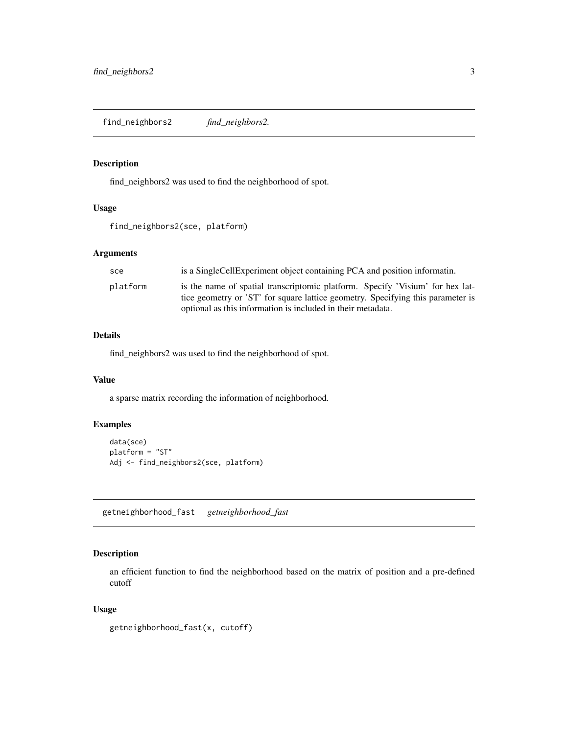## find_neighbors2 *find_neighbors2.*

### Description

find_neighbors2 was used to find the neighborhood of spot.

### Usage

```
find_neighbors2(sce, platform)
```

### Arguments

| | |
|---|---|
| sce | is a SingleCellExperiment object containing PCA and position informatin. |
| platform | is the name of spatial transcriptomic platform. Specify 'Visium' for hex lattice geometry or 'ST' for square lattice geometry. Specifying this parameter is optional as this information is included in their metadata. |

### Details

find_neighbors2 was used to find the neighborhood of spot.

### Value

a sparse matrix recording the information of neighborhood.

### Examples

```
data(sce)
platform = "ST"
Adj <- find_neighbors2(sce, platform)
```

## getneighborhood_fast *getneighborhood_fast*

### Description

an efficient function to find the neighborhood based on the matrix of position and a pre-defined cutoff

### Usage

```
getneighborhood_fast(x, cutoff)
```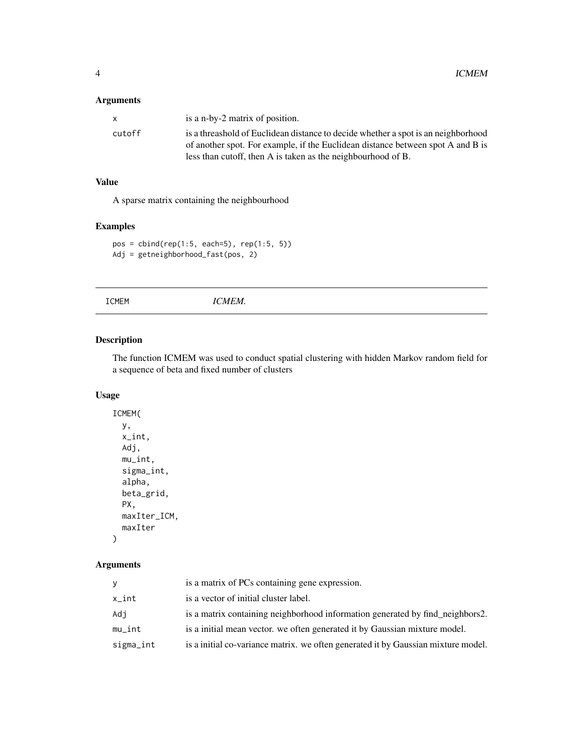### Arguments

| | |
|---|---|
| x | is a n-by-2 matrix of position. |
| cutoff | is a threashold of Euclidean distance to decide whether a spot is an neighborhood of another spot. For example, if the Euclidean distance between spot A and B is less than cutoff, then A is taken as the neighbourhood of B. |

### Value

A sparse matrix containing the neighbourhood

### Examples

```
pos = cbind(rep(1:5, each=5), rep(1:5, 5))
Adj = getneighborhood_fast(pos, 2)
```

---

## ICMEM *ICMEM.*

---

### Description

The function ICMEM was used to conduct spatial clustering with hidden Markov random field for a sequence of beta and fixed number of clusters

### Usage

```
ICMEM(
  y,
  x_int,
  Adj,
  mu_int,
  sigma_int,
  alpha,
  beta_grid,
  PX,
  maxIter_ICM,
  maxIter
)
```

### Arguments

| | |
|---|---|
| y | is a matrix of PCs containing gene expression. |
| x_int | is a vector of initial cluster label. |
| Adj | is a matrix containing neighborhood information generated by find_neighbors2. |
| mu_int | is a initial mean vector. we often generated it by Gaussian mixture model. |
| sigma_int | is a initial co-variance matrix. we often generated it by Gaussian mixture model. |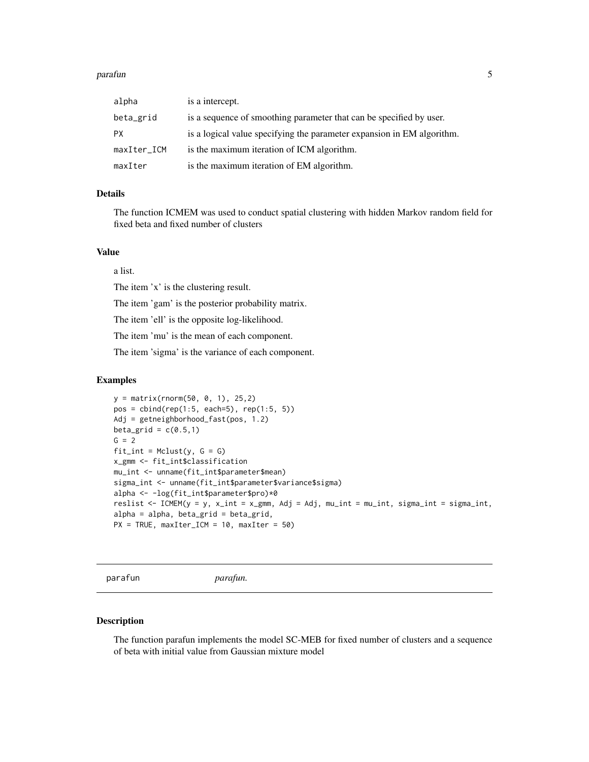| | |
|---|---|
| alpha | is a intercept. |
| beta_grid | is a sequence of smoothing parameter that can be specified by user. |
| PX | is a logical value specifying the parameter expansion in EM algorithm. |
| maxIter_ICM | is the maximum iteration of ICM algorithm. |
| maxIter | is the maximum iteration of EM algorithm. |

### Details

The function ICMEM was used to conduct spatial clustering with hidden Markov random field for fixed beta and fixed number of clusters

### Value

a list.

The item 'x' is the clustering result.

The item 'gam' is the posterior probability matrix.

The item 'ell' is the opposite log-likelihood.

The item 'mu' is the mean of each component.

The item 'sigma' is the variance of each component.

### Examples

```
y = matrix(rnorm(50, 0, 1), 25,2)
pos = cbind(rep(1:5, each=5), rep(1:5, 5))
Adj = getneighborhood_fast(pos, 1.2)
beta_grid = c(0.5,1)
G = 2
fit_int = Mclust(y, G = G)
x_gmm <- fit_int$classification
mu_int <- unname(fit_int$parameter$mean)
sigma_int <- unname(fit_int$parameter$variance$sigma)
alpha <- -log(fit_int$parameter$pro)*0
reslist <- ICMEM(y = y, x_int = x_gmm, Adj = Adj, mu_int = mu_int, sigma_int = sigma_int,
alpha = alpha, beta_grid = beta_grid,
PX = TRUE, maxIter_ICM = 10, maxIter = 50)
```

## parafun *parafun.*

### Description

The function parafun implements the model SC-MEB for fixed number of clusters and a sequence of beta with initial value from Gaussian mixture model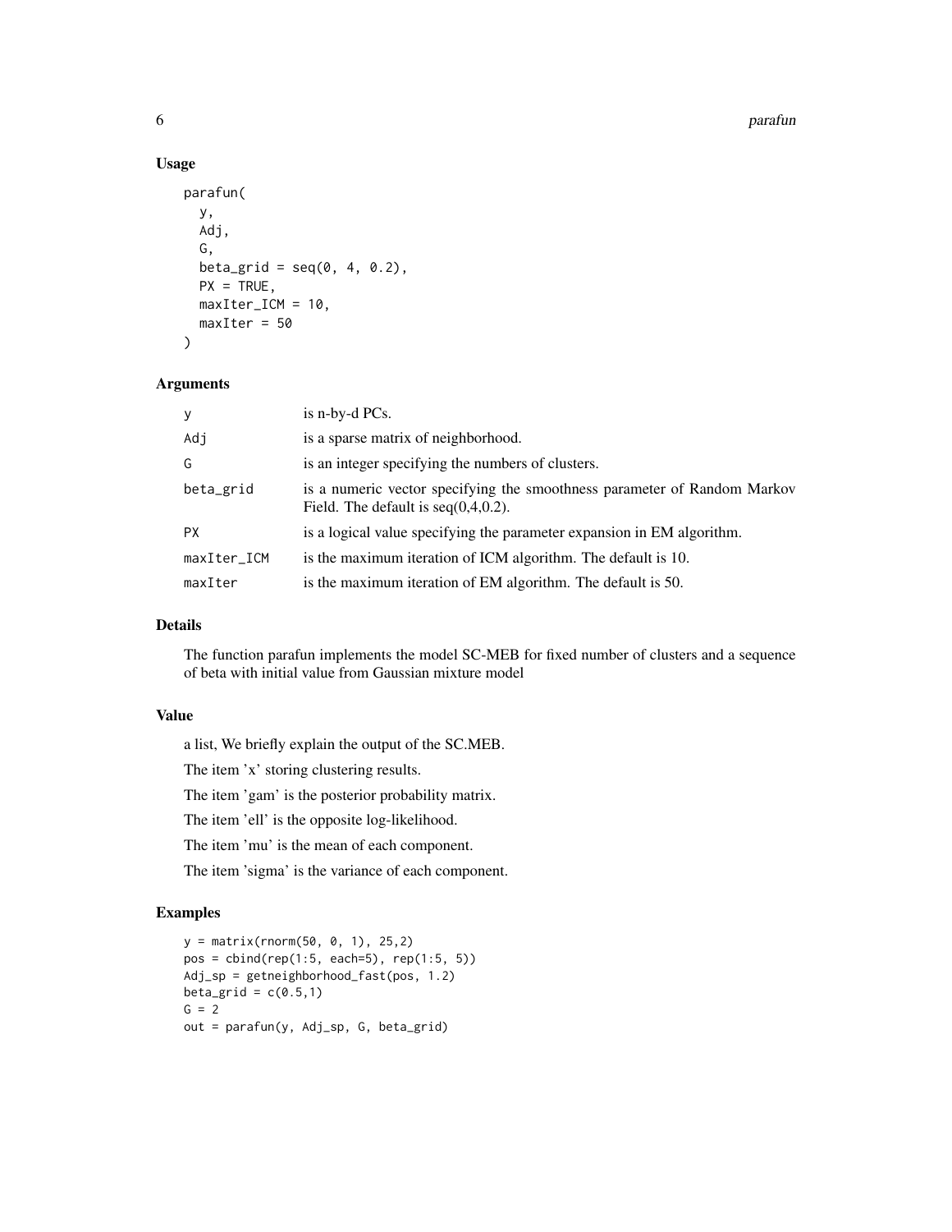## Usage

```
parafun(
  y,
  Adj,
  G,
  beta_grid = seq(0, 4, 0.2),
  PX = TRUE,
  maxIter_ICM = 10,
  maxIter = 50
)
```

## Arguments

| | |
|---|---|
| y | is n-by-d PCs. |
| Adj | is a sparse matrix of neighborhood. |
| G | is an integer specifying the numbers of clusters. |
| beta_grid | is a numeric vector specifying the smoothness parameter of Random Markov Field. The default is seq(0,4,0.2). |
| PX | is a logical value specifying the parameter expansion in EM algorithm. |
| maxIter_ICM | is the maximum iteration of ICM algorithm. The default is 10. |
| maxIter | is the maximum iteration of EM algorithm. The default is 50. |

## Details

The function parafun implements the model SC-MEB for fixed number of clusters and a sequence of beta with initial value from Gaussian mixture model

## Value

a list, We briefly explain the output of the SC.MEB.

The item 'x' storing clustering results.

The item 'gam' is the posterior probability matrix.

The item 'ell' is the opposite log-likelihood.

The item 'mu' is the mean of each component.

The item 'sigma' is the variance of each component.

## Examples

```
y = matrix(rnorm(50, 0, 1), 25,2)
pos = cbind(rep(1:5, each=5), rep(1:5, 5))
Adj_sp = getneighborhood_fast(pos, 1.2)
beta_grid = c(0.5,1)
G = 2
out = parafun(y, Adj_sp, G, beta_grid)
```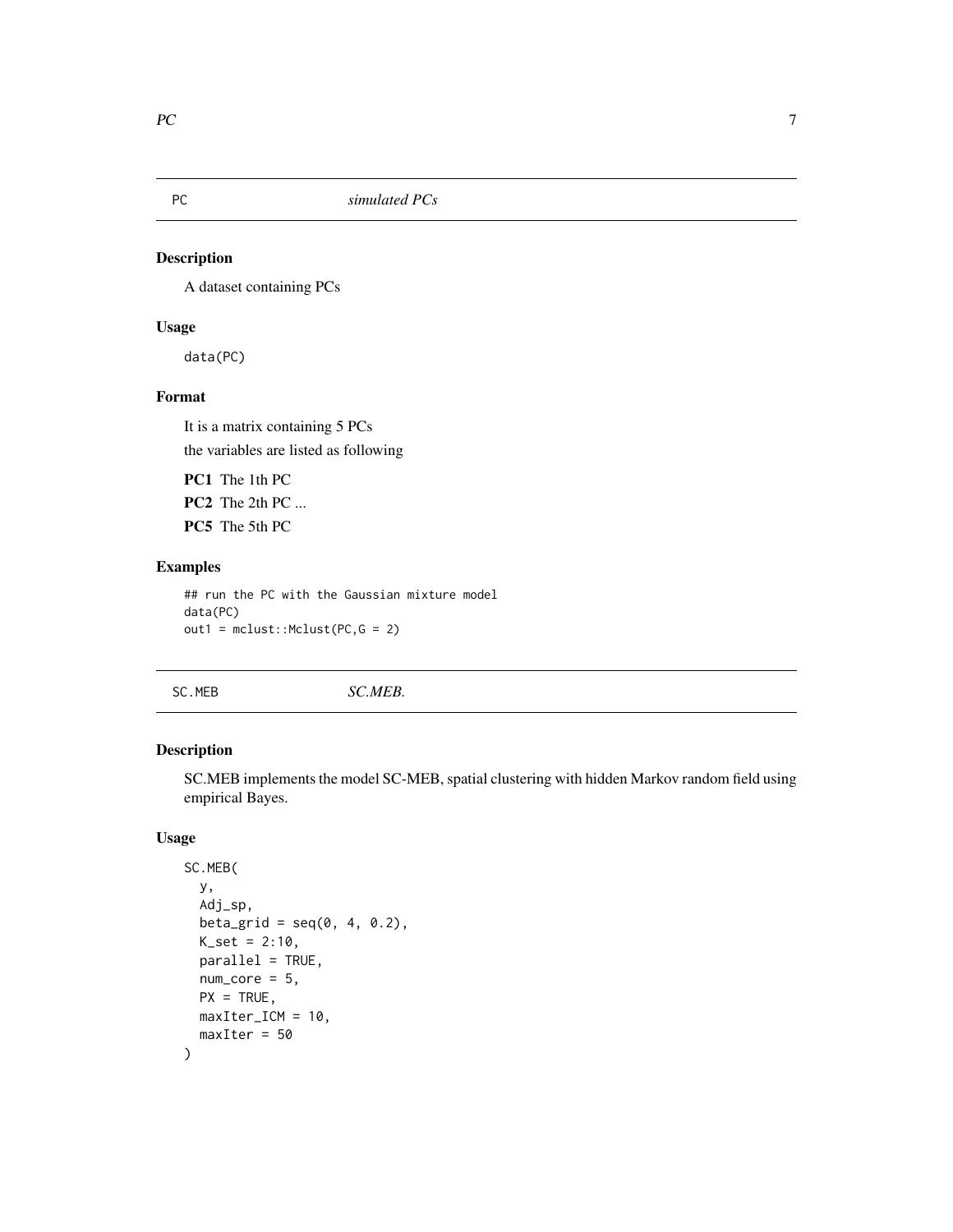## PC *simulated PCs*

### Description

A dataset containing PCs

### Usage

```
data(PC)
```

### Format

It is a matrix containing 5 PCs

the variables are listed as following

**PC1** The 1th PC

**PC2** The 2th PC ...

**PC5** The 5th PC

### Examples

```
## run the PC with the Gaussian mixture model
data(PC)
out1 = mclust::Mclust(PC,G = 2)
```

## SC.MEB *SC.MEB.*

### Description

SC.MEB implements the model SC-MEB, spatial clustering with hidden Markov random field using empirical Bayes.

### Usage

```
SC.MEB(
  y,
  Adj_sp,
  beta_grid = seq(0, 4, 0.2),
  K_set = 2:10,
  parallel = TRUE,
  num_core = 5,
  PX = TRUE,
  maxIter_ICM = 10,
  maxIter = 50
)
```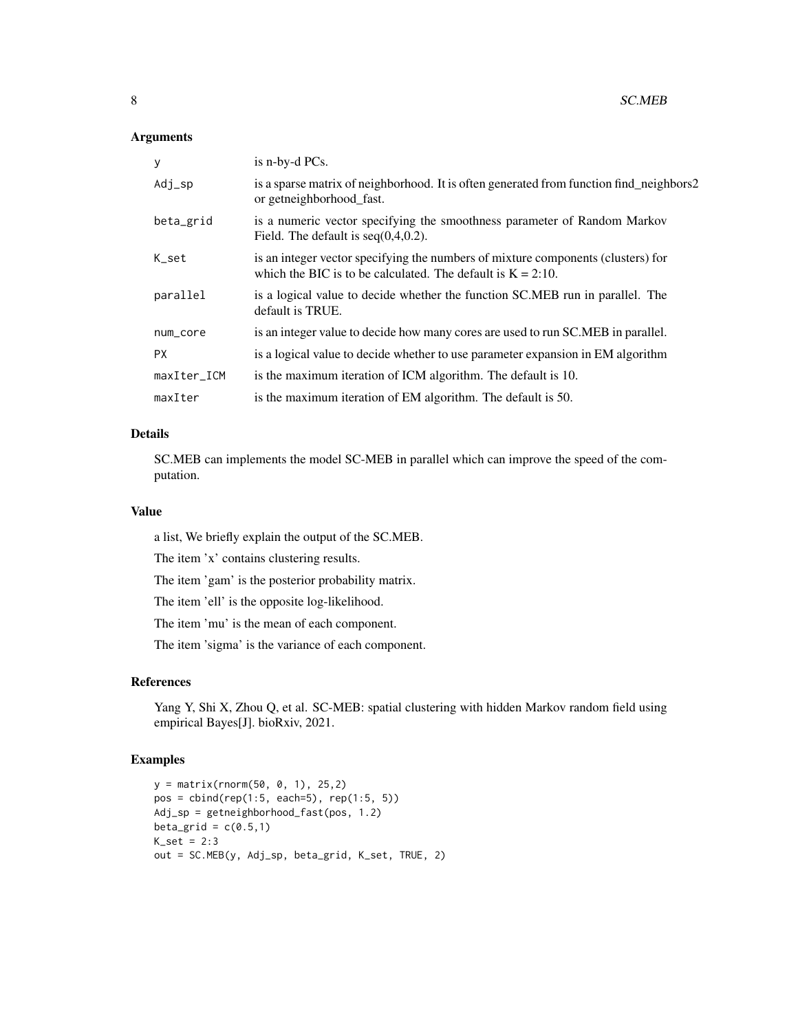### Arguments

| | |
|---|---|
| y | is n-by-d PCs. |
| Adj_sp | is a sparse matrix of neighborhood. It is often generated from function find_neighbors2 or getneighborhood_fast. |
| beta_grid | is a numeric vector specifying the smoothness parameter of Random Markov Field. The default is seq(0,4,0.2). |
| K_set | is an integer vector specifying the numbers of mixture components (clusters) for which the BIC is to be calculated. The default is K = 2:10. |
| parallel | is a logical value to decide whether the function SC.MEB run in parallel. The default is TRUE. |
| num_core | is an integer value to decide how many cores are used to run SC.MEB in parallel. |
| PX | is a logical value to decide whether to use parameter expansion in EM algorithm |
| maxIter_ICM | is the maximum iteration of ICM algorithm. The default is 10. |
| maxIter | is the maximum iteration of EM algorithm. The default is 50. |

### Details

SC.MEB can implements the model SC-MEB in parallel which can improve the speed of the computation.

### Value

a list, We briefly explain the output of the SC.MEB.

The item 'x' contains clustering results.

The item 'gam' is the posterior probability matrix.

The item 'ell' is the opposite log-likelihood.

The item 'mu' is the mean of each component.

The item 'sigma' is the variance of each component.

### References

Yang Y, Shi X, Zhou Q, et al. SC-MEB: spatial clustering with hidden Markov random field using empirical Bayes[J]. bioRxiv, 2021.

### Examples

```
y = matrix(rnorm(50, 0, 1), 25,2)
pos = cbind(rep(1:5, each=5), rep(1:5, 5))
Adj_sp = getneighborhood_fast(pos, 1.2)
beta_grid = c(0.5,1)
K_set = 2:3
out = SC.MEB(y, Adj_sp, beta_grid, K_set, TRUE, 2)
```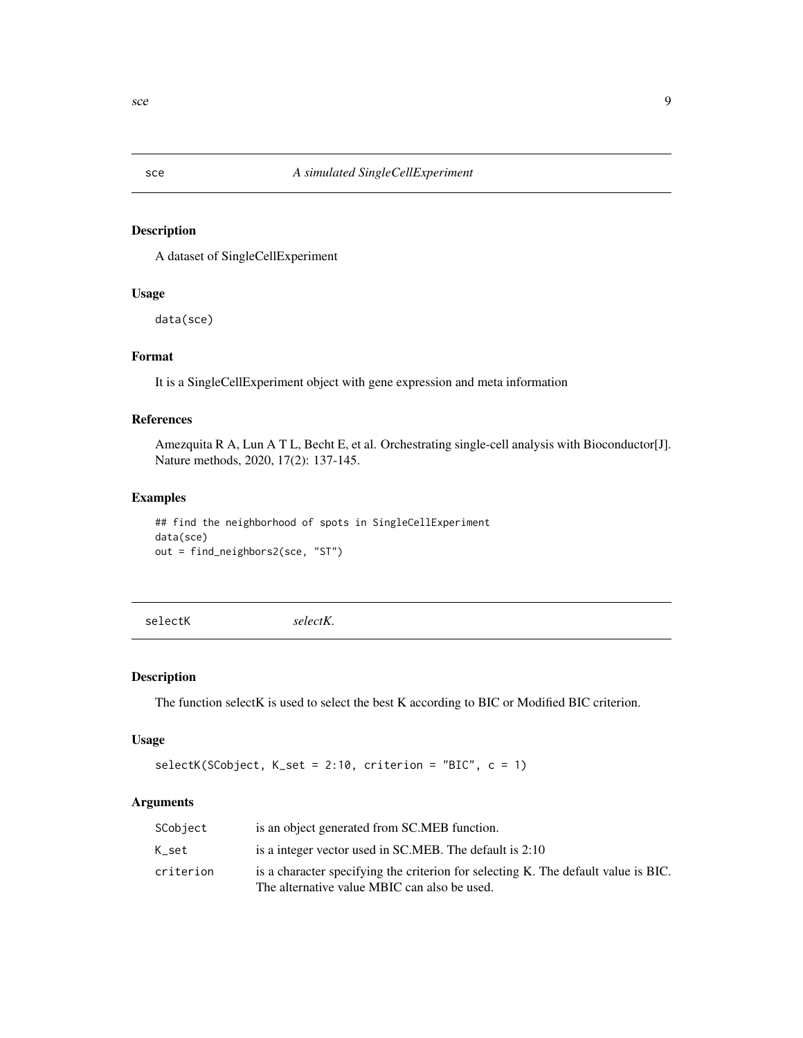## sce — *A simulated SingleCellExperiment*

### Description

A dataset of SingleCellExperiment

### Usage

```
data(sce)
```

### Format

It is a SingleCellExperiment object with gene expression and meta information

### References

Amezquita R A, Lun A T L, Becht E, et al. Orchestrating single-cell analysis with Bioconductor[J]. Nature methods, 2020, 17(2): 137-145.

### Examples

```
## find the neighborhood of spots in SingleCellExperiment
data(sce)
out = find_neighbors2(sce, "ST")
```

## selectK — *selectK.*

### Description

The function selectK is used to select the best K according to BIC or Modified BIC criterion.

### Usage

```
selectK(SCobject, K_set = 2:10, criterion = "BIC", c = 1)
```

### Arguments

| | |
|---|---|
| SCobject | is an object generated from SC.MEB function. |
| K_set | is a integer vector used in SC.MEB. The default is 2:10 |
| criterion | is a character specifying the criterion for selecting K. The default value is BIC. The alternative value MBIC can also be used. |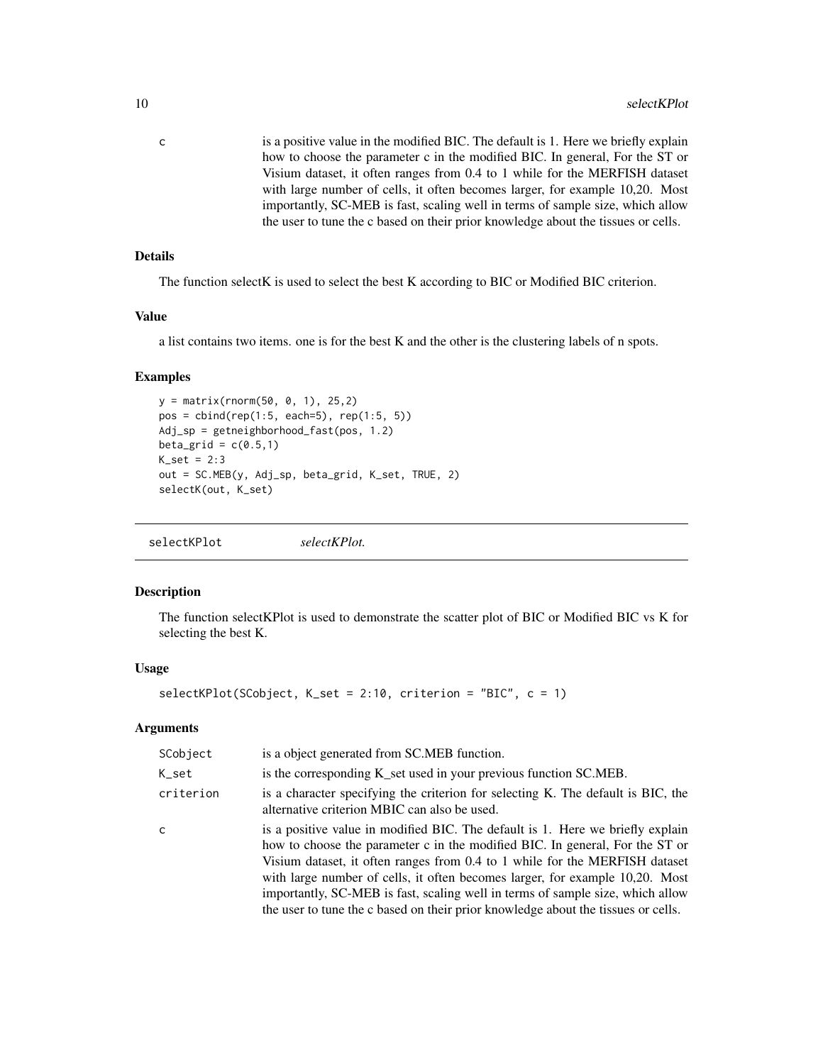| | |
|---|---|
| c | is a positive value in the modified BIC. The default is 1. Here we briefly explain how to choose the parameter c in the modified BIC. In general, For the ST or Visium dataset, it often ranges from 0.4 to 1 while for the MERFISH dataset with large number of cells, it often becomes larger, for example 10,20. Most importantly, SC-MEB is fast, scaling well in terms of sample size, which allow the user to tune the c based on their prior knowledge about the tissues or cells. |

### Details

The function selectK is used to select the best K according to BIC or Modified BIC criterion.

### Value

a list contains two items. one is for the best K and the other is the clustering labels of n spots.

### Examples

```
y = matrix(rnorm(50, 0, 1), 25,2)
pos = cbind(rep(1:5, each=5), rep(1:5, 5))
Adj_sp = getneighborhood_fast(pos, 1.2)
beta_grid = c(0.5,1)
K_set = 2:3
out = SC.MEB(y, Adj_sp, beta_grid, K_set, TRUE, 2)
selectK(out, K_set)
```

---

## selectKPlot    *selectKPlot.*

---

### Description

The function selectKPlot is used to demonstrate the scatter plot of BIC or Modified BIC vs K for selecting the best K.

### Usage

```
selectKPlot(SCobject, K_set = 2:10, criterion = "BIC", c = 1)
```

### Arguments

| | |
|---|---|
| SCobject | is a object generated from SC.MEB function. |
| K_set | is the corresponding K_set used in your previous function SC.MEB. |
| criterion | is a character specifying the criterion for selecting K. The default is BIC, the alternative criterion MBIC can also be used. |
| c | is a positive value in modified BIC. The default is 1. Here we briefly explain how to choose the parameter c in the modified BIC. In general, For the ST or Visium dataset, it often ranges from 0.4 to 1 while for the MERFISH dataset with large number of cells, it often becomes larger, for example 10,20. Most importantly, SC-MEB is fast, scaling well in terms of sample size, which allow the user to tune the c based on their prior knowledge about the tissues or cells. |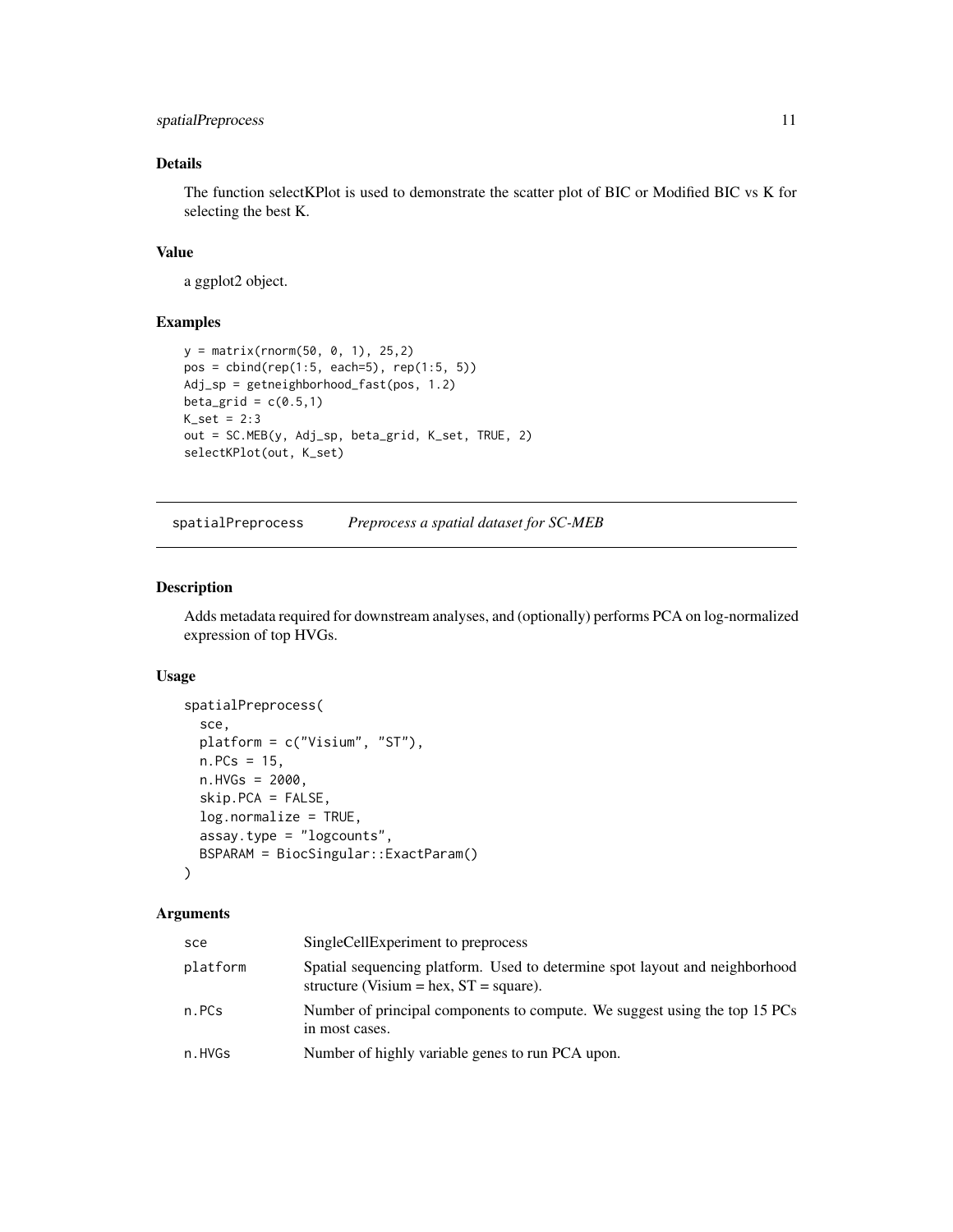## Details

The function selectKPlot is used to demonstrate the scatter plot of BIC or Modified BIC vs K for selecting the best K.

## Value

a ggplot2 object.

## Examples

```
y = matrix(rnorm(50, 0, 1), 25,2)
pos = cbind(rep(1:5, each=5), rep(1:5, 5))
Adj_sp = getneighborhood_fast(pos, 1.2)
beta_grid = c(0.5,1)
K_set = 2:3
out = SC.MEB(y, Adj_sp, beta_grid, K_set, TRUE, 2)
selectKPlot(out, K_set)
```

---

# spatialPreprocess *Preprocess a spatial dataset for SC-MEB*

## Description

Adds metadata required for downstream analyses, and (optionally) performs PCA on log-normalized expression of top HVGs.

## Usage

```
spatialPreprocess(
  sce,
  platform = c("Visium", "ST"),
  n.PCs = 15,
  n.HVGs = 2000,
  skip.PCA = FALSE,
  log.normalize = TRUE,
  assay.type = "logcounts",
  BSPARAM = BiocSingular::ExactParam()
)
```

## Arguments

| | |
|---|---|
| `sce` | SingleCellExperiment to preprocess |
| `platform` | Spatial sequencing platform. Used to determine spot layout and neighborhood structure (Visium = hex, ST = square). |
| `n.PCs` | Number of principal components to compute. We suggest using the top 15 PCs in most cases. |
| `n.HVGs` | Number of highly variable genes to run PCA upon. |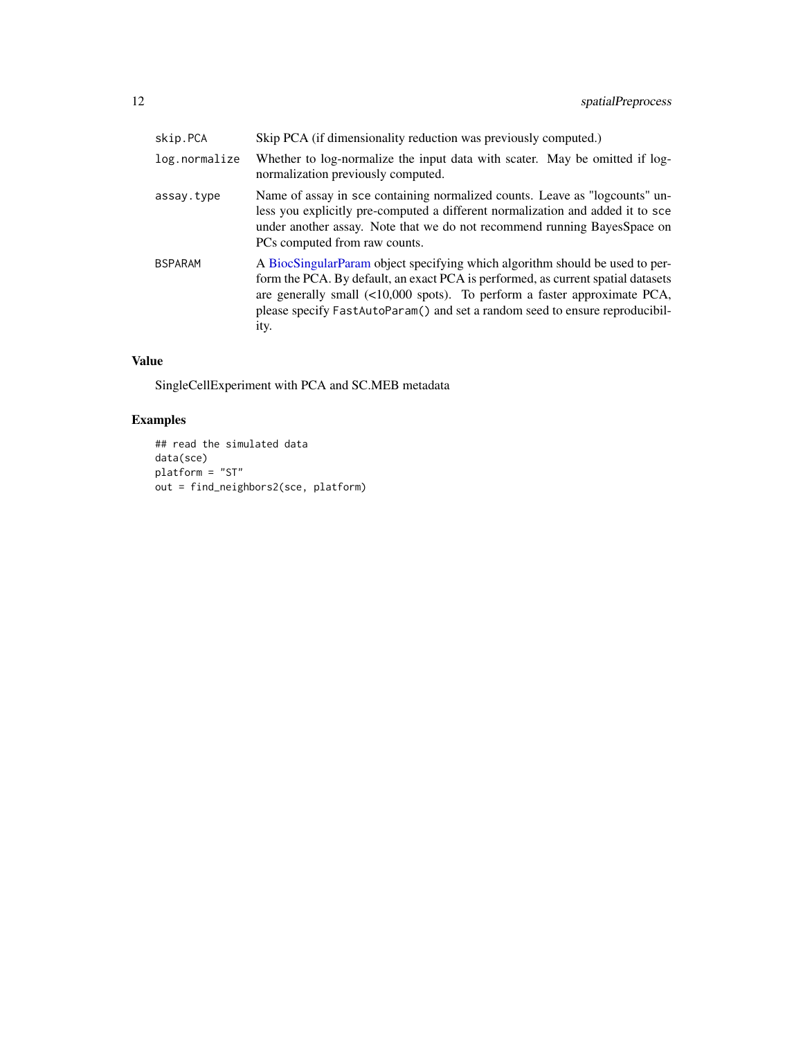| | |
|---|---|
| skip.PCA | Skip PCA (if dimensionality reduction was previously computed.) |
| log.normalize | Whether to log-normalize the input data with scater. May be omitted if log-normalization previously computed. |
| assay.type | Name of assay in sce containing normalized counts. Leave as "logcounts" unless you explicitly pre-computed a different normalization and added it to sce under another assay. Note that we do not recommend running BayesSpace on PCs computed from raw counts. |
| BSPARAM | A BiocSingularParam object specifying which algorithm should be used to perform the PCA. By default, an exact PCA is performed, as current spatial datasets are generally small (<10,000 spots). To perform a faster approximate PCA, please specify `FastAutoParam()` and set a random seed to ensure reproducibility. |

## Value

SingleCellExperiment with PCA and SC.MEB metadata

## Examples

```
## read the simulated data
data(sce)
platform = "ST"
out = find_neighbors2(sce, platform)
```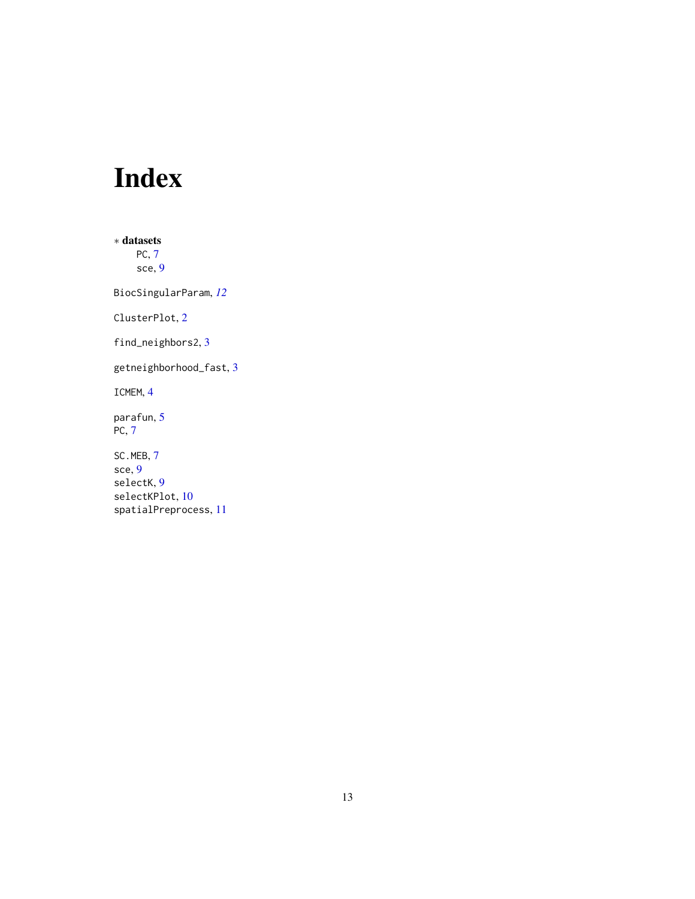# Index

∗ **datasets**
    PC, 7
    sce, 9

BiocSingularParam, *12*

ClusterPlot, 2

find_neighbors2, 3

getneighborhood_fast, 3

ICMEM, 4

parafun, 5
PC, 7

SC.MEB, 7
sce, 9
selectK, 9
selectKPlot, 10
spatialPreprocess, 11